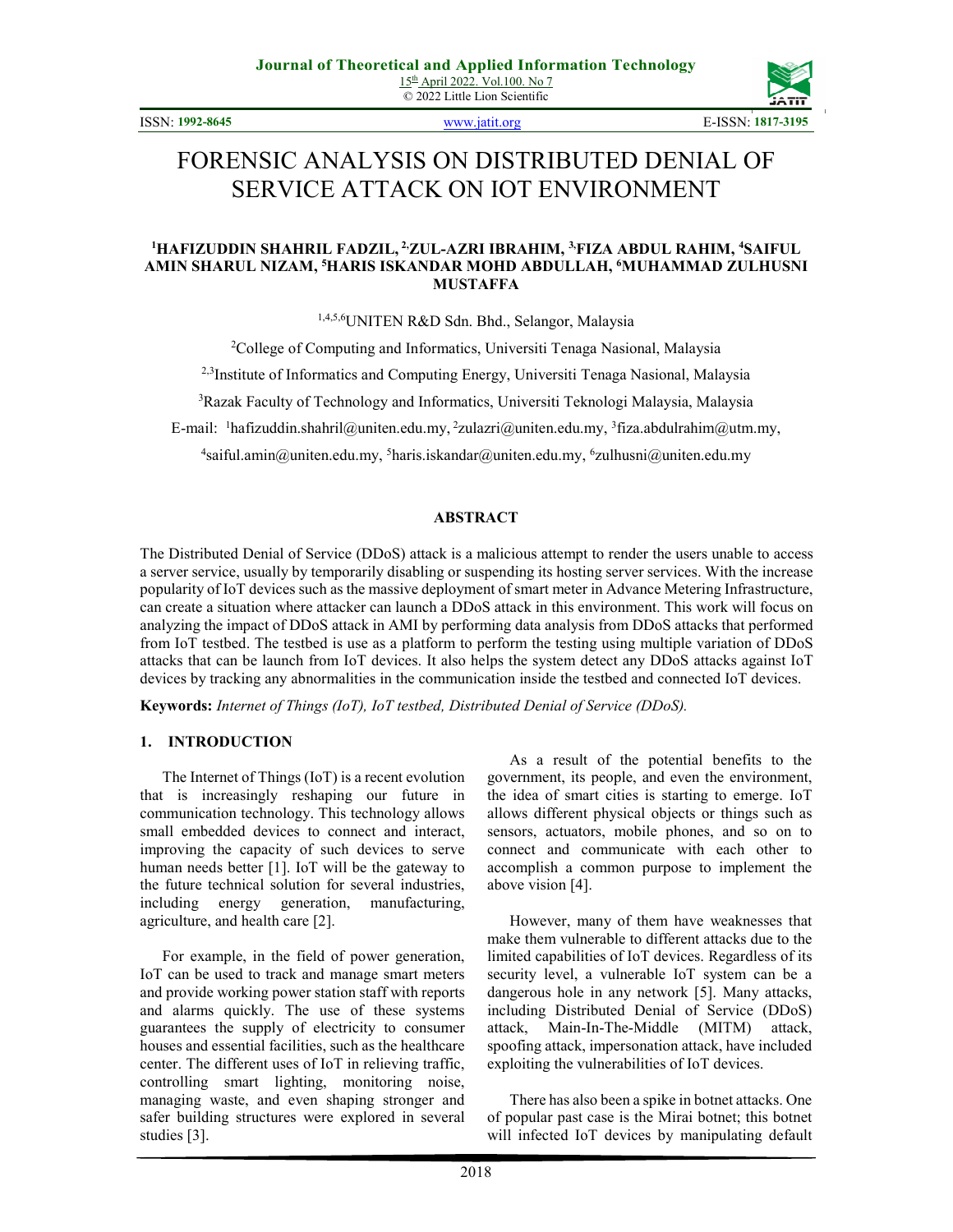# FORENSIC ANALYSIS ON DISTRIBUTED DENIAL OF SERVICE ATTACK ON IOT ENVIRONMENT

**[1]HAFIZUDDIN SHAHRIL FADZIL, [2]ZUL-AZRI IBRAHIM, [3]FIZA ABDUL RAHIM, [4]SAIFUL AMIN SHARUL NIZAM, [5]HARIS ISKANDAR MOHD ABDULLAH, [6]MUHAMMAD ZULHUSNI MUSTAFFA**

[1,4,5,6]UNITEN R&D Sdn. Bhd., Selangor, Malaysia

[2]College of Computing and Informatics, Universiti Tenaga Nasional, Malaysia

[2,3]Institute of Informatics and Computing Energy, Universiti Tenaga Nasional, Malaysia

[3]Razak Faculty of Technology and Informatics, Universiti Teknologi Malaysia, Malaysia

E-mail: [1]hafizuddin.shahril@uniten.edu.my, [2]zulazri@uniten.edu.my, [3]fiza.abdulrahim@utm.my, [4]saiful.amin@uniten.edu.my, [5]haris.iskandar@uniten.edu.my, [6]zulhusni@uniten.edu.my

## ABSTRACT

The Distributed Denial of Service (DDoS) attack is a malicious attempt to render the users unable to access a server service, usually by temporarily disabling or suspending its hosting server services. With the increase popularity of IoT devices such as the massive deployment of smart meter in Advance Metering Infrastructure, can create a situation where attacker can launch a DDoS attack in this environment. This work will focus on analyzing the impact of DDoS attack in AMI by performing data analysis from DDoS attacks that performed from IoT testbed. The testbed is use as a platform to perform the testing using multiple variation of DDoS attacks that can be launch from IoT devices. It also helps the system detect any DDoS attacks against IoT devices by tracking any abnormalities in the communication inside the testbed and connected IoT devices.

**Keywords:** *Internet of Things (IoT), IoT testbed, Distributed Denial of Service (DDoS).*

## 1. INTRODUCTION

The Internet of Things (IoT) is a recent evolution that is increasingly reshaping our future in communication technology. This technology allows small embedded devices to connect and interact, improving the capacity of such devices to serve human needs better [1]. IoT will be the gateway to the future technical solution for several industries, including energy generation, manufacturing, agriculture, and health care [2].

For example, in the field of power generation, IoT can be used to track and manage smart meters and provide working power station staff with reports and alarms quickly. The use of these systems guarantees the supply of electricity to consumer houses and essential facilities, such as the healthcare center. The different uses of IoT in relieving traffic, controlling smart lighting, monitoring noise, managing waste, and even shaping stronger and safer building structures were explored in several studies [3].

As a result of the potential benefits to the government, its people, and even the environment, the idea of smart cities is starting to emerge. IoT allows different physical objects or things such as sensors, actuators, mobile phones, and so on to connect and communicate with each other to accomplish a common purpose to implement the above vision [4].

However, many of them have weaknesses that make them vulnerable to different attacks due to the limited capabilities of IoT devices. Regardless of its security level, a vulnerable IoT system can be a dangerous hole in any network [5]. Many attacks, including Distributed Denial of Service (DDoS) attack, Main-In-The-Middle (MITM) attack, spoofing attack, impersonation attack, have included exploiting the vulnerabilities of IoT devices.

There has also been a spike in botnet attacks. One of popular past case is the Mirai botnet; this botnet will infected IoT devices by manipulating default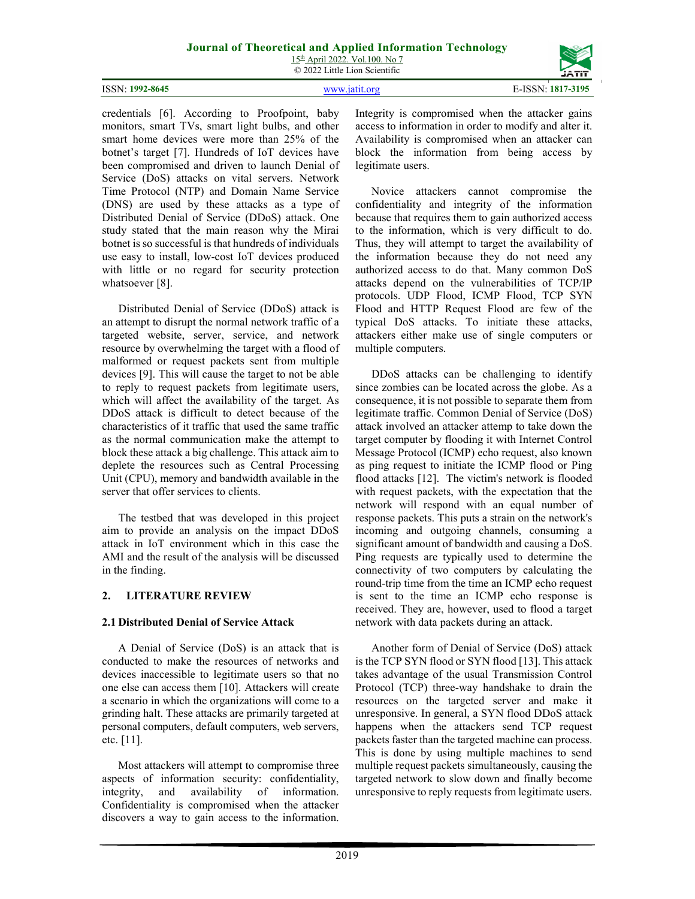credentials [6]. According to Proofpoint, baby monitors, smart TVs, smart light bulbs, and other smart home devices were more than 25% of the botnet's target [7]. Hundreds of IoT devices have been compromised and driven to launch Denial of Service (DoS) attacks on vital servers. Network Time Protocol (NTP) and Domain Name Service (DNS) are used by these attacks as a type of Distributed Denial of Service (DDoS) attack. One study stated that the main reason why the Mirai botnet is so successful is that hundreds of individuals use easy to install, low-cost IoT devices produced with little or no regard for security protection whatsoever [8].

Distributed Denial of Service (DDoS) attack is an attempt to disrupt the normal network traffic of a targeted website, server, service, and network resource by overwhelming the target with a flood of malformed or request packets sent from multiple devices [9]. This will cause the target to not be able to reply to request packets from legitimate users, which will affect the availability of the target. As DDoS attack is difficult to detect because of the characteristics of it traffic that used the same traffic as the normal communication make the attempt to block these attack a big challenge. This attack aim to deplete the resources such as Central Processing Unit (CPU), memory and bandwidth available in the server that offer services to clients.

The testbed that was developed in this project aim to provide an analysis on the impact DDoS attack in IoT environment which in this case the AMI and the result of the analysis will be discussed in the finding.

## 2. LITERATURE REVIEW

### 2.1 Distributed Denial of Service Attack

A Denial of Service (DoS) is an attack that is conducted to make the resources of networks and devices inaccessible to legitimate users so that no one else can access them [10]. Attackers will create a scenario in which the organizations will come to a grinding halt. These attacks are primarily targeted at personal computers, default computers, web servers, etc. [11].

Most attackers will attempt to compromise three aspects of information security: confidentiality, integrity, and availability of information. Confidentiality is compromised when the attacker discovers a way to gain access to the information. Integrity is compromised when the attacker gains access to information in order to modify and alter it. Availability is compromised when an attacker can block the information from being access by legitimate users.

Novice attackers cannot compromise the confidentiality and integrity of the information because that requires them to gain authorized access to the information, which is very difficult to do. Thus, they will attempt to target the availability of the information because they do not need any authorized access to do that. Many common DoS attacks depend on the vulnerabilities of TCP/IP protocols. UDP Flood, ICMP Flood, TCP SYN Flood and HTTP Request Flood are few of the typical DoS attacks. To initiate these attacks, attackers either make use of single computers or multiple computers.

DDoS attacks can be challenging to identify since zombies can be located across the globe. As a consequence, it is not possible to separate them from legitimate traffic. Common Denial of Service (DoS) attack involved an attacker attemp to take down the target computer by flooding it with Internet Control Message Protocol (ICMP) echo request, also known as ping request to initiate the ICMP flood or Ping flood attacks [12]. The victim's network is flooded with request packets, with the expectation that the network will respond with an equal number of response packets. This puts a strain on the network's incoming and outgoing channels, consuming a significant amount of bandwidth and causing a DoS. Ping requests are typically used to determine the connectivity of two computers by calculating the round-trip time from the time an ICMP echo request is sent to the time an ICMP echo response is received. They are, however, used to flood a target network with data packets during an attack.

Another form of Denial of Service (DoS) attack is the TCP SYN flood or SYN flood [13]. This attack takes advantage of the usual Transmission Control Protocol (TCP) three-way handshake to drain the resources on the targeted server and make it unresponsive. In general, a SYN flood DDoS attack happens when the attackers send TCP request packets faster than the targeted machine can process. This is done by using multiple machines to send multiple request packets simultaneously, causing the targeted network to slow down and finally become unresponsive to reply requests from legitimate users.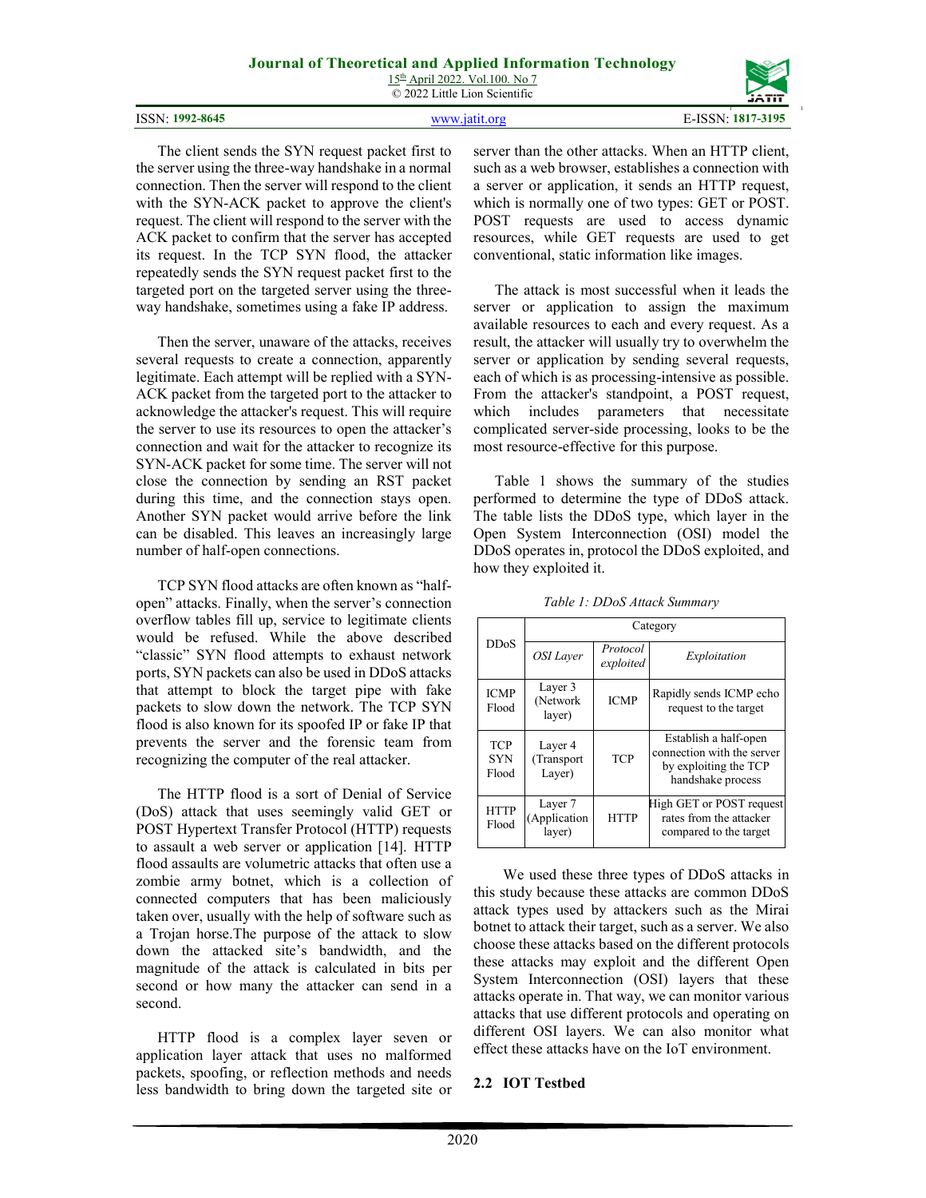The client sends the SYN request packet first to the server using the three-way handshake in a normal connection. Then the server will respond to the client with the SYN-ACK packet to approve the client's request. The client will respond to the server with the ACK packet to confirm that the server has accepted its request. In the TCP SYN flood, the attacker repeatedly sends the SYN request packet first to the targeted port on the targeted server using the three-way handshake, sometimes using a fake IP address.

Then the server, unaware of the attacks, receives several requests to create a connection, apparently legitimate. Each attempt will be replied with a SYN-ACK packet from the targeted port to the attacker to acknowledge the attacker's request. This will require the server to use its resources to open the attacker's connection and wait for the attacker to recognize its SYN-ACK packet for some time. The server will not close the connection by sending an RST packet during this time, and the connection stays open. Another SYN packet would arrive before the link can be disabled. This leaves an increasingly large number of half-open connections.

TCP SYN flood attacks are often known as "half-open" attacks. Finally, when the server's connection overflow tables fill up, service to legitimate clients would be refused. While the above described "classic" SYN flood attempts to exhaust network ports, SYN packets can also be used in DDoS attacks that attempt to block the target pipe with fake packets to slow down the network. The TCP SYN flood is also known for its spoofed IP or fake IP that prevents the server and the forensic team from recognizing the computer of the real attacker.

The HTTP flood is a sort of Denial of Service (DoS) attack that uses seemingly valid GET or POST Hypertext Transfer Protocol (HTTP) requests to assault a web server or application [14]. HTTP flood assaults are volumetric attacks that often use a zombie army botnet, which is a collection of connected computers that has been maliciously taken over, usually with the help of software such as a Trojan horse.The purpose of the attack to slow down the attacked site's bandwidth, and the magnitude of the attack is calculated in bits per second or how many the attacker can send in a second.

HTTP flood is a complex layer seven or application layer attack that uses no malformed packets, spoofing, or reflection methods and needs less bandwidth to bring down the targeted site or server than the other attacks. When an HTTP client, such as a web browser, establishes a connection with a server or application, it sends an HTTP request, which is normally one of two types: GET or POST. POST requests are used to access dynamic resources, while GET requests are used to get conventional, static information like images.

The attack is most successful when it leads the server or application to assign the maximum available resources to each and every request. As a result, the attacker will usually try to overwhelm the server or application by sending several requests, each of which is as processing-intensive as possible. From the attacker's standpoint, a POST request, which includes parameters that necessitate complicated server-side processing, looks to be the most resource-effective for this purpose.

Table 1 shows the summary of the studies performed to determine the type of DDoS attack. The table lists the DDoS type, which layer in the Open System Interconnection (OSI) model the DDoS operates in, protocol the DDoS exploited, and how they exploited it.

*Table 1: DDoS Attack Summary*

| DDoS | Category | | |
|---|---|---|---|
| | *OSI Layer* | *Protocol exploited* | *Exploitation* |
| ICMP Flood | Layer 3 (Network layer) | ICMP | Rapidly sends ICMP echo request to the target |
| TCP SYN Flood | Layer 4 (Transport Layer) | TCP | Establish a half-open connection with the server by exploiting the TCP handshake process |
| HTTP Flood | Layer 7 (Application layer) | HTTP | High GET or POST request rates from the attacker compared to the target |

We used these three types of DDoS attacks in this study because these attacks are common DDoS attack types used by attackers such as the Mirai botnet to attack their target, such as a server. We also choose these attacks based on the different protocols these attacks may exploit and the different Open System Interconnection (OSI) layers that these attacks operate in. That way, we can monitor various attacks that use different protocols and operating on different OSI layers. We can also monitor what effect these attacks have on the IoT environment.

### 2.2 IOT Testbed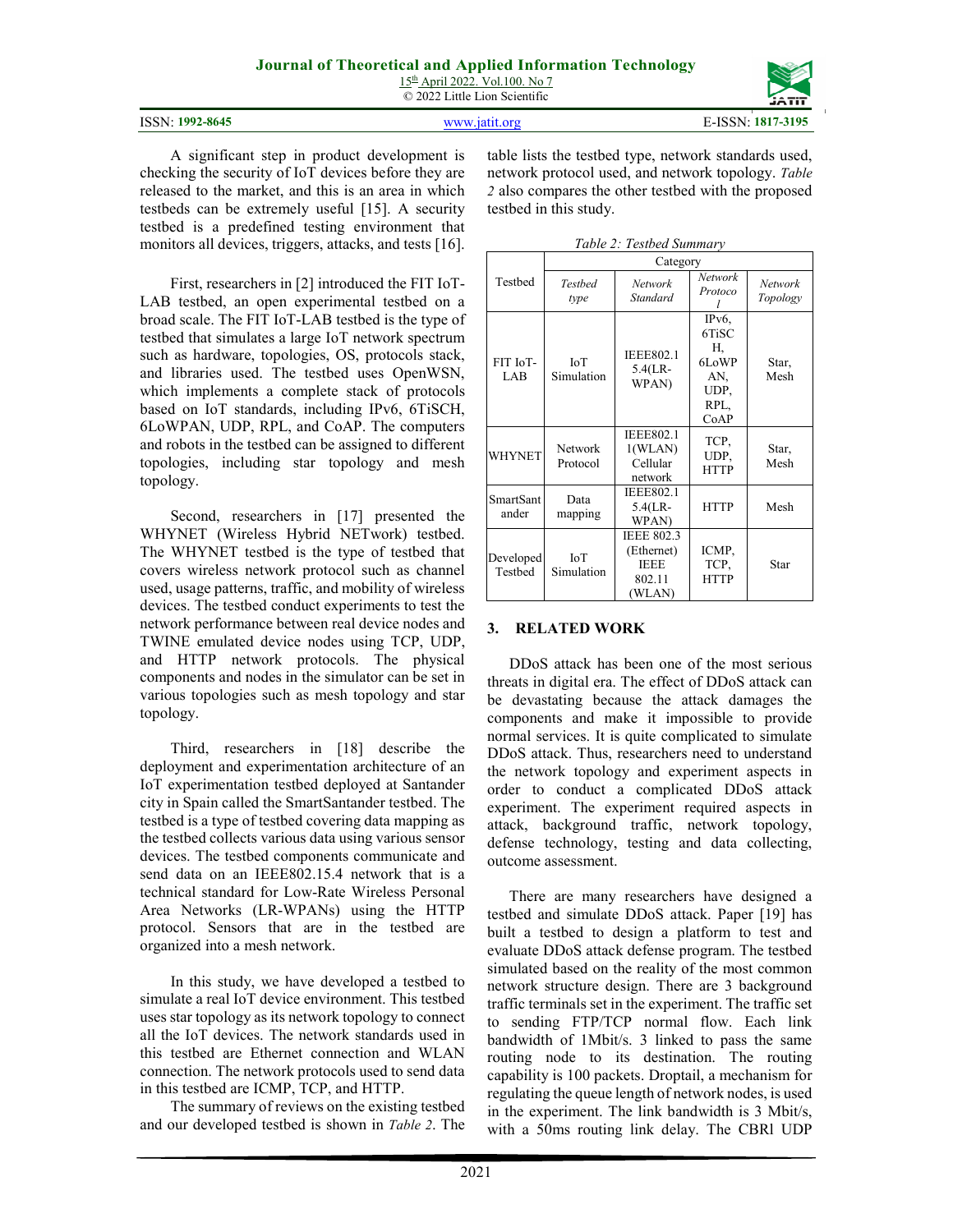A significant step in product development is checking the security of IoT devices before they are released to the market, and this is an area in which testbeds can be extremely useful [15]. A security testbed is a predefined testing environment that monitors all devices, triggers, attacks, and tests [16].

First, researchers in [2] introduced the FIT IoT-LAB testbed, an open experimental testbed on a broad scale. The FIT IoT-LAB testbed is the type of testbed that simulates a large IoT network spectrum such as hardware, topologies, OS, protocols stack, and libraries used. The testbed uses OpenWSN, which implements a complete stack of protocols based on IoT standards, including IPv6, 6TiSCH, 6LoWPAN, UDP, RPL, and CoAP. The computers and robots in the testbed can be assigned to different topologies, including star topology and mesh topology.

Second, researchers in [17] presented the WHYNET (Wireless Hybrid NETwork) testbed. The WHYNET testbed is the type of testbed that covers wireless network protocol such as channel used, usage patterns, traffic, and mobility of wireless devices. The testbed conduct experiments to test the network performance between real device nodes and TWINE emulated device nodes using TCP, UDP, and HTTP network protocols. The physical components and nodes in the simulator can be set in various topologies such as mesh topology and star topology.

Third, researchers in [18] describe the deployment and experimentation architecture of an IoT experimentation testbed deployed at Santander city in Spain called the SmartSantander testbed. The testbed is a type of testbed covering data mapping as the testbed collects various data using various sensor devices. The testbed components communicate and send data on an IEEE802.15.4 network that is a technical standard for Low-Rate Wireless Personal Area Networks (LR-WPANs) using the HTTP protocol. Sensors that are in the testbed are organized into a mesh network.

In this study, we have developed a testbed to simulate a real IoT device environment. This testbed uses star topology as its network topology to connect all the IoT devices. The network standards used in this testbed are Ethernet connection and WLAN connection. The network protocols used to send data in this testbed are ICMP, TCP, and HTTP.

The summary of reviews on the existing testbed and our developed testbed is shown in *Table 2*. The table lists the testbed type, network standards used, network protocol used, and network topology. *Table 2* also compares the other testbed with the proposed testbed in this study.

*Table 2: Testbed Summary*

| Testbed | Category | | | |
|---|---|---|---|---|
| | *Testbed type* | *Network Standard* | *Network Protocol* | *Network Topology* |
| FIT IoT-LAB | IoT Simulation | IEEE802.15.4(LR-WPAN) | IPv6, 6TiSCH, 6LoWPAN, UDP, RPL, CoAP | Star, Mesh |
| WHYNET | Network Protocol | IEEE802.11(WLAN) Cellular network | TCP, UDP, HTTP | Star, Mesh |
| SmartSantander | Data mapping | IEEE802.15.4(LR-WPAN) | HTTP | Mesh |
| Developed Testbed | IoT Simulation | IEEE 802.3 (Ethernet) IEEE 802.11 (WLAN) | ICMP, TCP, HTTP | Star |

## 3. RELATED WORK

DDoS attack has been one of the most serious threats in digital era. The effect of DDoS attack can be devastating because the attack damages the components and make it impossible to provide normal services. It is quite complicated to simulate DDoS attack. Thus, researchers need to understand the network topology and experiment aspects in order to conduct a complicated DDoS attack experiment. The experiment required aspects in attack, background traffic, network topology, defense technology, testing and data collecting, outcome assessment.

There are many researchers have designed a testbed and simulate DDoS attack. Paper [19] has built a testbed to design a platform to test and evaluate DDoS attack defense program. The testbed simulated based on the reality of the most common network structure design. There are 3 background traffic terminals set in the experiment. The traffic set to sending FTP/TCP normal flow. Each link bandwidth of 1Mbit/s. 3 linked to pass the same routing node to its destination. The routing capability is 100 packets. Droptail, a mechanism for regulating the queue length of network nodes, is used in the experiment. The link bandwidth is 3 Mbit/s, with a 50ms routing link delay. The CBRl UDP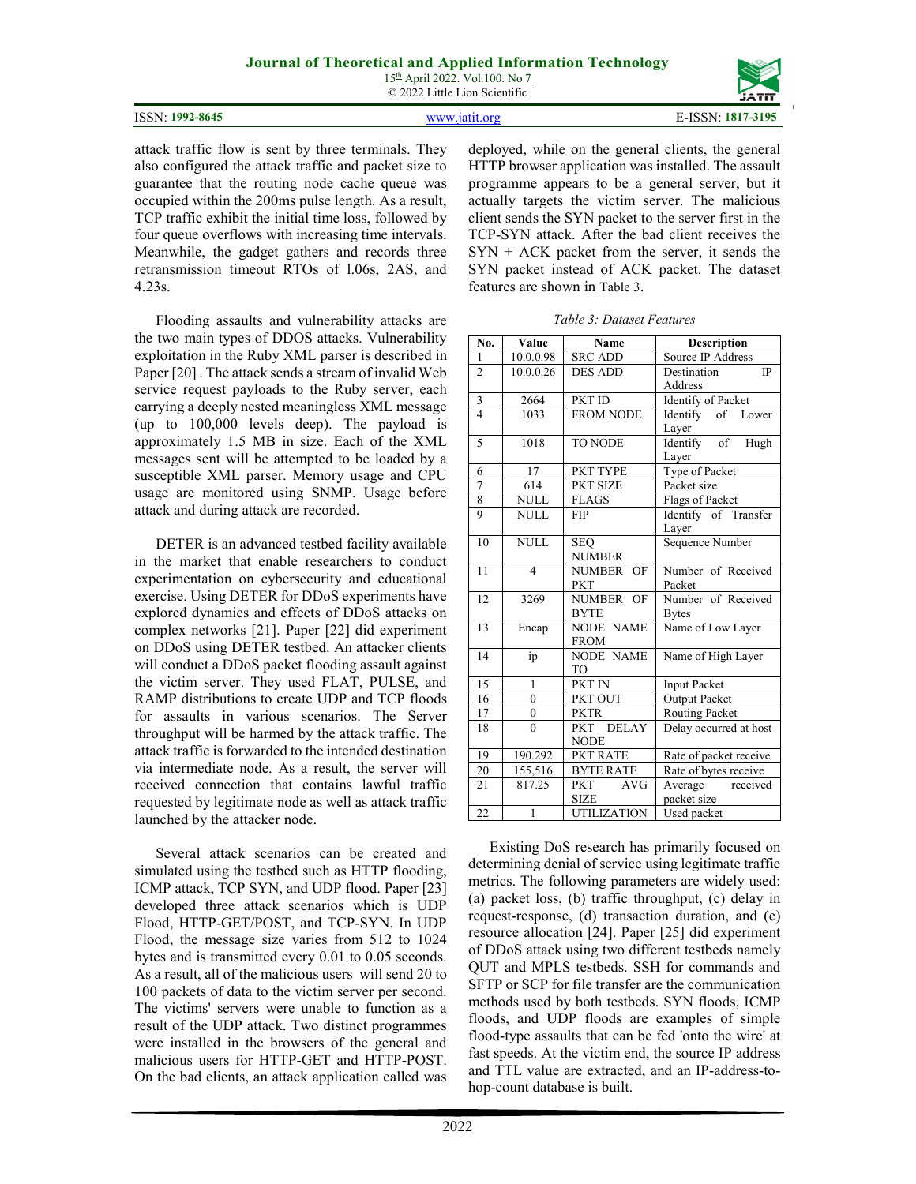attack traffic flow is sent by three terminals. They also configured the attack traffic and packet size to guarantee that the routing node cache queue was occupied within the 200ms pulse length. As a result, TCP traffic exhibit the initial time loss, followed by four queue overflows with increasing time intervals. Meanwhile, the gadget gathers and records three retransmission timeout RTOs of l.06s, 2AS, and 4.23s.

Flooding assaults and vulnerability attacks are the two main types of DDOS attacks. Vulnerability exploitation in the Ruby XML parser is described in Paper [20] . The attack sends a stream of invalid Web service request payloads to the Ruby server, each carrying a deeply nested meaningless XML message (up to 100,000 levels deep). The payload is approximately 1.5 MB in size. Each of the XML messages sent will be attempted to be loaded by a susceptible XML parser. Memory usage and CPU usage are monitored using SNMP. Usage before attack and during attack are recorded.

DETER is an advanced testbed facility available in the market that enable researchers to conduct experimentation on cybersecurity and educational exercise. Using DETER for DDoS experiments have explored dynamics and effects of DDoS attacks on complex networks [21]. Paper [22] did experiment on DDoS using DETER testbed. An attacker clients will conduct a DDoS packet flooding assault against the victim server. They used FLAT, PULSE, and RAMP distributions to create UDP and TCP floods for assaults in various scenarios. The Server throughput will be harmed by the attack traffic. The attack traffic is forwarded to the intended destination via intermediate node. As a result, the server will received connection that contains lawful traffic requested by legitimate node as well as attack traffic launched by the attacker node.

Several attack scenarios can be created and simulated using the testbed such as HTTP flooding, ICMP attack, TCP SYN, and UDP flood. Paper [23] developed three attack scenarios which is UDP Flood, HTTP-GET/POST, and TCP-SYN. In UDP Flood, the message size varies from 512 to 1024 bytes and is transmitted every 0.01 to 0.05 seconds. As a result, all of the malicious users will send 20 to 100 packets of data to the victim server per second. The victims' servers were unable to function as a result of the UDP attack. Two distinct programmes were installed in the browsers of the general and malicious users for HTTP-GET and HTTP-POST. On the bad clients, an attack application called was deployed, while on the general clients, the general HTTP browser application was installed. The assault programme appears to be a general server, but it actually targets the victim server. The malicious client sends the SYN packet to the server first in the TCP-SYN attack. After the bad client receives the SYN + ACK packet from the server, it sends the SYN packet instead of ACK packet. The dataset features are shown in Table 3.

*Table 3: Dataset Features*

| No. | Value | Name | Description |
|---|---|---|---|
| 1 | 10.0.0.98 | SRC ADD | Source IP Address |
| 2 | 10.0.0.26 | DES ADD | Destination IP Address |
| 3 | 2664 | PKT ID | Identify of Packet |
| 4 | 1033 | FROM NODE | Identify of Lower Layer |
| 5 | 1018 | TO NODE | Identify of Hugh Layer |
| 6 | 17 | PKT TYPE | Type of Packet |
| 7 | 614 | PKT SIZE | Packet size |
| 8 | NULL | FLAGS | Flags of Packet |
| 9 | NULL | FIP | Identify of Transfer Layer |
| 10 | NULL | SEQ NUMBER | Sequence Number |
| 11 | 4 | NUMBER OF PKT | Number of Received Packet |
| 12 | 3269 | NUMBER OF BYTE | Number of Received Bytes |
| 13 | Encap | NODE NAME FROM | Name of Low Layer |
| 14 | ip | NODE NAME TO | Name of High Layer |
| 15 | 1 | PKT IN | Input Packet |
| 16 | 0 | PKT OUT | Output Packet |
| 17 | 0 | PKTR | Routing Packet |
| 18 | 0 | PKT DELAY NODE | Delay occurred at host |
| 19 | 190.292 | PKT RATE | Rate of packet receive |
| 20 | 155,516 | BYTE RATE | Rate of bytes receive |
| 21 | 817.25 | PKT AVG SIZE | Average received packet size |
| 22 | 1 | UTILIZATION | Used packet |

Existing DoS research has primarily focused on determining denial of service using legitimate traffic metrics. The following parameters are widely used: (a) packet loss, (b) traffic throughput, (c) delay in request-response, (d) transaction duration, and (e) resource allocation [24]. Paper [25] did experiment of DDoS attack using two different testbeds namely QUT and MPLS testbeds. SSH for commands and SFTP or SCP for file transfer are the communication methods used by both testbeds. SYN floods, ICMP floods, and UDP floods are examples of simple flood-type assaults that can be fed 'onto the wire' at fast speeds. At the victim end, the source IP address and TTL value are extracted, and an IP-address-to-hop-count database is built.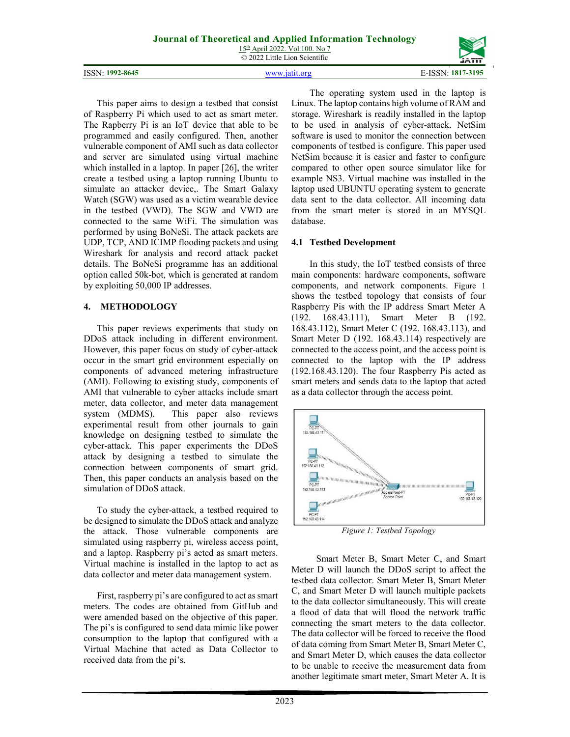This paper aims to design a testbed that consist of Raspberry Pi which used to act as smart meter. The Rapberry Pi is an IoT device that able to be programmed and easily configured. Then, another vulnerable component of AMI such as data collector and server are simulated using virtual machine which installed in a laptop. In paper [26], the writer create a testbed using a laptop running Ubuntu to simulate an attacker device,. The Smart Galaxy Watch (SGW) was used as a victim wearable device in the testbed (VWD). The SGW and VWD are connected to the same WiFi. The simulation was performed by using BoNeSi. The attack packets are UDP, TCP, AND ICIMP flooding packets and using Wireshark for analysis and record attack packet details. The BoNeSi programme has an additional option called 50k-bot, which is generated at random by exploiting 50,000 IP addresses.

## 4. METHODOLOGY

This paper reviews experiments that study on DDoS attack including in different environment. However, this paper focus on study of cyber-attack occur in the smart grid environment especially on components of advanced metering infrastructure (AMI). Following to existing study, components of AMI that vulnerable to cyber attacks include smart meter, data collector, and meter data management system (MDMS). This paper also reviews experimental result from other journals to gain knowledge on designing testbed to simulate the cyber-attack. This paper experiments the DDoS attack by designing a testbed to simulate the connection between components of smart grid. Then, this paper conducts an analysis based on the simulation of DDoS attack.

To study the cyber-attack, a testbed required to be designed to simulate the DDoS attack and analyze the attack. Those vulnerable components are simulated using raspberry pi, wireless access point, and a laptop. Raspberry pi's acted as smart meters. Virtual machine is installed in the laptop to act as data collector and meter data management system.

First, raspberry pi's are configured to act as smart meters. The codes are obtained from GitHub and were amended based on the objective of this paper. The pi's is configured to send data mimic like power consumption to the laptop that configured with a Virtual Machine that acted as Data Collector to received data from the pi's.

The operating system used in the laptop is Linux. The laptop contains high volume of RAM and storage. Wireshark is readily installed in the laptop to be used in analysis of cyber-attack. NetSim software is used to monitor the connection between components of testbed is configure. This paper used NetSim because it is easier and faster to configure compared to other open source simulator like for example NS3. Virtual machine was installed in the laptop used UBUNTU operating system to generate data sent to the data collector. All incoming data from the smart meter is stored in an MYSQL database.

### 4.1 Testbed Development

In this study, the IoT testbed consists of three main components: hardware components, software components, and network components. Figure 1 shows the testbed topology that consists of four Raspberry Pis with the IP address Smart Meter A (192. 168.43.111), Smart Meter B (192. 168.43.112), Smart Meter C (192. 168.43.113), and Smart Meter D (192. 168.43.114) respectively are connected to the access point, and the access point is connected to the laptop with the IP address (192.168.43.120). The four Raspberry Pis acted as smart meters and sends data to the laptop that acted as a data collector through the access point.

*Figure 1: Testbed Topology*

Smart Meter B, Smart Meter C, and Smart Meter D will launch the DDoS script to affect the testbed data collector. Smart Meter B, Smart Meter C, and Smart Meter D will launch multiple packets to the data collector simultaneously. This will create a flood of data that will flood the network traffic connecting the smart meters to the data collector. The data collector will be forced to receive the flood of data coming from Smart Meter B, Smart Meter C, and Smart Meter D, which causes the data collector to be unable to receive the measurement data from another legitimate smart meter, Smart Meter A. It is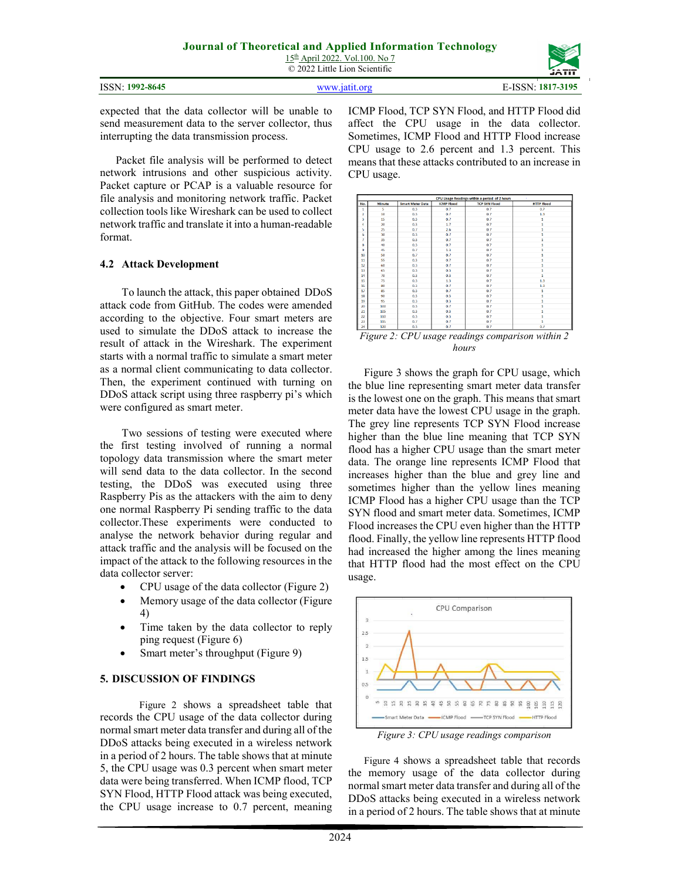expected that the data collector will be unable to send measurement data to the server collector, thus interrupting the data transmission process.

Packet file analysis will be performed to detect network intrusions and other suspicious activity. Packet capture or PCAP is a valuable resource for file analysis and monitoring network traffic. Packet collection tools like Wireshark can be used to collect network traffic and translate it into a human-readable format.

### 4.2 Attack Development

To launch the attack, this paper obtained DDoS attack code from GitHub. The codes were amended according to the objective. Four smart meters are used to simulate the DDoS attack to increase the result of attack in the Wireshark. The experiment starts with a normal traffic to simulate a smart meter as a normal client communicating to data collector. Then, the experiment continued with turning on DDoS attack script using three raspberry pi's which were configured as smart meter.

Two sessions of testing were executed where the first testing involved of running a normal topology data transmission where the smart meter will send data to the data collector. In the second testing, the DDoS was executed using three Raspberry Pis as the attackers with the aim to deny one normal Raspberry Pi sending traffic to the data collector.These experiments were conducted to analyse the network behavior during regular and attack traffic and the analysis will be focused on the impact of the attack to the following resources in the data collector server:

- CPU usage of the data collector (Figure 2)
- Memory usage of the data collector (Figure 4)
- Time taken by the data collector to reply ping request (Figure 6)
- Smart meter's throughput (Figure 9)

## 5. DISCUSSION OF FINDINGS

Figure 2 shows a spreadsheet table that records the CPU usage of the data collector during normal smart meter data transfer and during all of the DDoS attacks being executed in a wireless network in a period of 2 hours. The table shows that at minute 5, the CPU usage was 0.3 percent when smart meter data were being transferred. When ICMP flood, TCP SYN Flood, HTTP Flood attack was being executed, the CPU usage increase to 0.7 percent, meaning ICMP Flood, TCP SYN Flood, and HTTP Flood did affect the CPU usage in the data collector. Sometimes, ICMP Flood and HTTP Flood increase CPU usage to 2.6 percent and 1.3 percent. This means that these attacks contributed to an increase in CPU usage.

CPU Usage Readings within a period of 2 hours

| No. | Minute | Smart Meter Data | ICMP Flood | TCP SYN Flood | HTTP Flood |
|---|---|---|---|---|---|
| 1 | 5 | 0.3 | 0.7 | 0.7 | 0.7 |
| 2 | 10 | 0.3 | 0.7 | 0.7 | 1.3 |
| 3 | 15 | 0.3 | 0.7 | 0.7 | 1 |
| 4 | 20 | 0.3 | 1.7 | 0.7 | 1 |
| 5 | 25 | 0.7 | 2.6 | 0.7 | 1 |
| 6 | 30 | 0.3 | 0.7 | 0.7 | 1 |
| 7 | 35 | 0.3 | 0.7 | 0.7 | 1 |
| 8 | 40 | 0.3 | 0.7 | 0.7 | 1 |
| 9 | 45 | 0.7 | 1.3 | 0.7 | 1 |
| 10 | 50 | 0.7 | 0.7 | 0.7 | 1 |
| 11 | 55 | 0.3 | 0.7 | 0.7 | 1 |
| 12 | 60 | 0.3 | 0.7 | 0.7 | 1 |
| 13 | 65 | 0.3 | 0.3 | 0.7 | 1 |
| 14 | 70 | 0.3 | 0.3 | 0.7 | 1 |
| 15 | 75 | 0.3 | 1.3 | 0.7 | 1.3 |
| 16 | 80 | 0.3 | 0.7 | 0.7 | 1.3 |
| 17 | 85 | 0.3 | 0.7 | 0.7 | 1 |
| 18 | 90 | 0.3 | 0.3 | 0.7 | 1 |
| 19 | 95 | 0.3 | 0.3 | 0.7 | 1 |
| 20 | 100 | 0.3 | 0.7 | 0.7 | 1 |
| 21 | 105 | 0.3 | 0.3 | 0.7 | 1 |
| 22 | 110 | 0.3 | 0.3 | 0.7 | 1 |
| 23 | 115 | 0.7 | 0.7 | 0.7 | 1 |
| 24 | 120 | 0.3 | 0.7 | 0.7 | 0.7 |

*Figure 2: CPU usage readings comparison within 2 hours*

Figure 3 shows the graph for CPU usage, which the blue line representing smart meter data transfer is the lowest one on the graph. This means that smart meter data have the lowest CPU usage in the graph. The grey line represents TCP SYN Flood increase higher than the blue line meaning that TCP SYN flood has a higher CPU usage than the smart meter data. The orange line represents ICMP Flood that increases higher than the blue and grey line and sometimes higher than the yellow lines meaning ICMP Flood has a higher CPU usage than the TCP SYN flood and smart meter data. Sometimes, ICMP Flood increases the CPU even higher than the HTTP flood. Finally, the yellow line represents HTTP flood had increased the higher among the lines meaning that HTTP flood had the most effect on the CPU usage.

*Figure 3: CPU usage readings comparison*

Figure 4 shows a spreadsheet table that records the memory usage of the data collector during normal smart meter data transfer and during all of the DDoS attacks being executed in a wireless network in a period of 2 hours. The table shows that at minute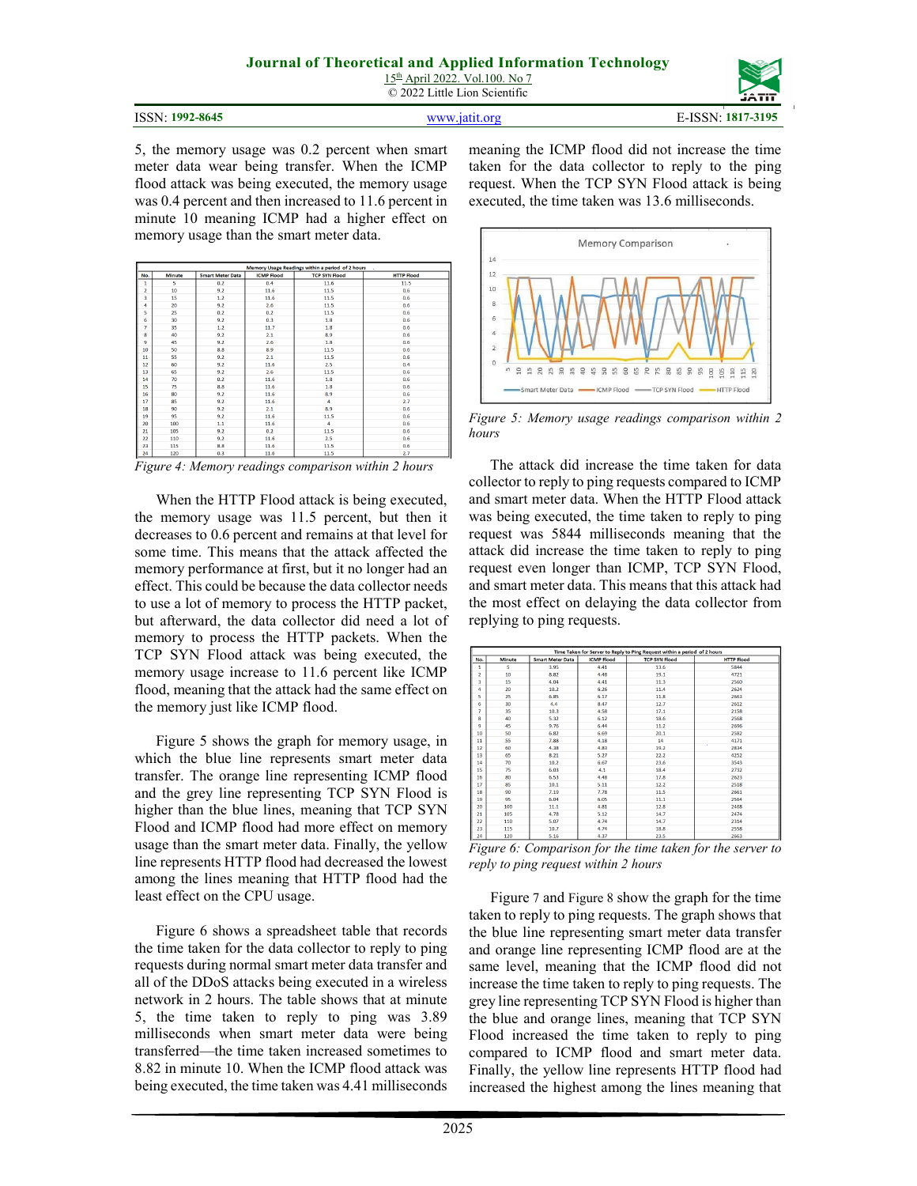5, the memory usage was 0.2 percent when smart meter data wear being transfer. When the ICMP flood attack was being executed, the memory usage was 0.4 percent and then increased to 11.6 percent in minute 10 meaning ICMP had a higher effect on memory usage than the smart meter data.

| Memory Usage Readings within a period of 2 hours | | | | | |
|---|---|---|---|---|---|
| No. | Minute | Smart Meter Data | ICMP Flood | TCP SYN Flood | HTTP Flood |
| 1 | 5 | 0.2 | 0.4 | 11.6 | 11.5 |
| 2 | 10 | 9.2 | 11.6 | 11.5 | 0.6 |
| 3 | 15 | 1.2 | 11.6 | 11.5 | 0.6 |
| 4 | 20 | 9.2 | 2.6 | 11.5 | 0.6 |
| 5 | 25 | 0.2 | 0.2 | 11.5 | 0.6 |
| 6 | 30 | 9.2 | 0.3 | 1.8 | 0.6 |
| 7 | 35 | 1.2 | 11.7 | 1.8 | 0.6 |
| 8 | 40 | 9.2 | 2.1 | 8.9 | 0.6 |
| 9 | 45 | 9.2 | 2.6 | 1.8 | 0.6 |
| 10 | 50 | 8.8 | 8.9 | 11.5 | 0.6 |
| 11 | 55 | 9.2 | 2.1 | 11.5 | 0.6 |
| 12 | 60 | 9.2 | 11.6 | 2.5 | 0.4 |
| 13 | 65 | 9.2 | 2.6 | 11.5 | 0.6 |
| 14 | 70 | 0.2 | 11.6 | 1.8 | 0.6 |
| 15 | 75 | 8.8 | 11.6 | 1.8 | 0.6 |
| 16 | 80 | 9.2 | 11.6 | 8.9 | 0.6 |
| 17 | 85 | 9.2 | 11.6 | 4 | 2.7 |
| 18 | 90 | 9.2 | 2.1 | 8.9 | 0.6 |
| 19 | 95 | 9.2 | 11.6 | 11.5 | 0.6 |
| 20 | 100 | 1.1 | 11.6 | 4 | 0.6 |
| 21 | 105 | 9.2 | 0.2 | 11.5 | 0.6 |
| 22 | 110 | 9.2 | 11.6 | 2.5 | 0.6 |
| 23 | 115 | 8.8 | 11.6 | 11.5 | 0.6 |
| 24 | 120 | 0.3 | 11.6 | 11.5 | 2.7 |

*Figure 4: Memory readings comparison within 2 hours*

When the HTTP Flood attack is being executed, the memory usage was 11.5 percent, but then it decreases to 0.6 percent and remains at that level for some time. This means that the attack affected the memory performance at first, but it no longer had an effect. This could be because the data collector needs to use a lot of memory to process the HTTP packet, but afterward, the data collector did need a lot of memory to process the HTTP packets. When the TCP SYN Flood attack was being executed, the memory usage increase to 11.6 percent like ICMP flood, meaning that the attack had the same effect on the memory just like ICMP flood.

Figure 5 shows the graph for memory usage, in which the blue line represents smart meter data transfer. The orange line representing ICMP flood and the grey line representing TCP SYN Flood is higher than the blue lines, meaning that TCP SYN Flood and ICMP flood had more effect on memory usage than the smart meter data. Finally, the yellow line represents HTTP flood had decreased the lowest among the lines meaning that HTTP flood had the least effect on the CPU usage.

Figure 6 shows a spreadsheet table that records the time taken for the data collector to reply to ping requests during normal smart meter data transfer and all of the DDoS attacks being executed in a wireless network in 2 hours. The table shows that at minute 5, the time taken to reply to ping was 3.89 milliseconds when smart meter data were being transferred—the time taken increased sometimes to 8.82 in minute 10. When the ICMP flood attack was being executed, the time taken was 4.41 milliseconds meaning the ICMP flood did not increase the time taken for the data collector to reply to the ping request. When the TCP SYN Flood attack is being executed, the time taken was 13.6 milliseconds.

*Figure 5: Memory usage readings comparison within 2 hours*

The attack did increase the time taken for data collector to reply to ping requests compared to ICMP and smart meter data. When the HTTP Flood attack was being executed, the time taken to reply to ping request was 5844 milliseconds meaning that the attack did increase the time taken to reply to ping request even longer than ICMP, TCP SYN Flood, and smart meter data. This means that this attack had the most effect on delaying the data collector from replying to ping requests.

| Time Taken for Server to Reply to Ping Request within a period of 2 hours | | | | | |
|---|---|---|---|---|---|
| No. | Minute | Smart Meter Data | ICMP Flood | TCP SYN Flood | HTTP Flood |
| 1 | 5 | 3.95 | 4.41 | 13.6 | 5844 |
| 2 | 10 | 8.82 | 4.48 | 19.1 | 4721 |
| 3 | 15 | 4.04 | 4.41 | 11.3 | 2560 |
| 4 | 20 | 10.2 | 6.26 | 11.4 | 2624 |
| 5 | 25 | 6.85 | 6.17 | 11.8 | 2663 |
| 6 | 30 | 4.4 | 8.47 | 12.7 | 2612 |
| 7 | 35 | 10.3 | 4.58 | 17.1 | 2158 |
| 8 | 40 | 5.32 | 6.12 | 18.6 | 2568 |
| 9 | 45 | 9.76 | 6.44 | 11.2 | 2696 |
| 10 | 50 | 6.82 | 6.69 | 20.1 | 2582 |
| 11 | 55 | 7.88 | 4.18 | 14 | 4171 |
| 12 | 60 | 4.38 | 4.83 | 19.2 | 2834 |
| 13 | 65 | 8.21 | 5.27 | 22.2 | 4252 |
| 14 | 70 | 10.2 | 6.67 | 23.6 | 3543 |
| 15 | 75 | 6.03 | 4.1 | 18.4 | 2732 |
| 16 | 80 | 6.53 | 4.48 | 17.8 | 2623 |
| 17 | 85 | 10.1 | 5.11 | 12.2 | 2518 |
| 18 | 90 | 7.19 | 7.78 | 11.5 | 2661 |
| 19 | 95 | 6.04 | 6.05 | 11.1 | 2564 |
| 20 | 100 | 11.1 | 4.81 | 12.8 | 2468 |
| 21 | 105 | 4.78 | 5.12 | 14.7 | 2474 |
| 22 | 110 | 5.07 | 4.74 | 14.7 | 2314 |
| 23 | 115 | 10.7 | 4.74 | 18.8 | 2558 |
| 24 | 120 | 5.16 | 4.37 | 23.5 | 2663 |

*Figure 6: Comparison for the time taken for the server to reply to ping request within 2 hours*

Figure 7 and Figure 8 show the graph for the time taken to reply to ping requests. The graph shows that the blue line representing smart meter data transfer and orange line representing ICMP flood are at the same level, meaning that the ICMP flood did not increase the time taken to reply to ping requests. The grey line representing TCP SYN Flood is higher than the blue and orange lines, meaning that TCP SYN Flood increased the time taken to reply to ping compared to ICMP flood and smart meter data. Finally, the yellow line represents HTTP flood had increased the highest among the lines meaning that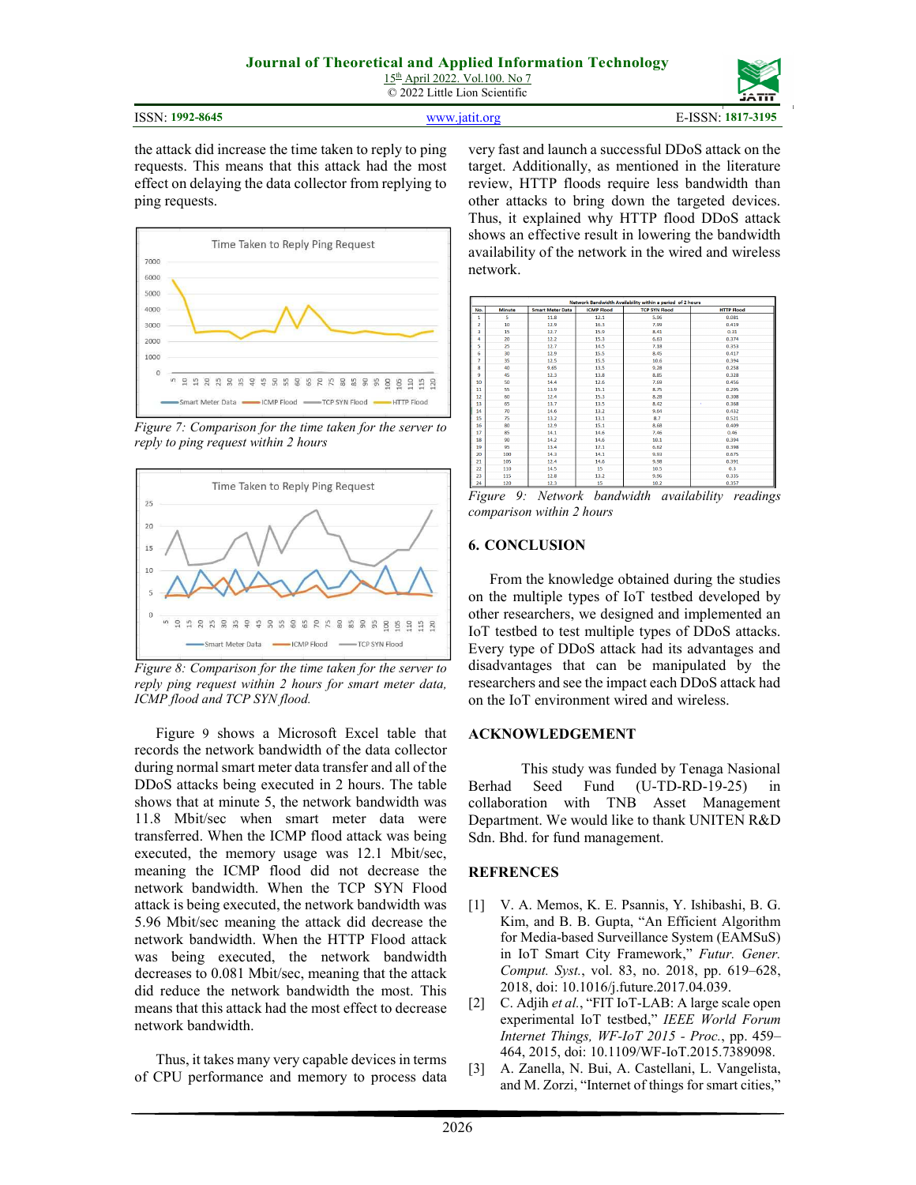the attack did increase the time taken to reply to ping requests. This means that this attack had the most effect on delaying the data collector from replying to ping requests.

*Figure 7: Comparison for the time taken for the server to reply to ping request within 2 hours*

*Figure 8: Comparison for the time taken for the server to reply ping request within 2 hours for smart meter data, ICMP flood and TCP SYN flood.*

Figure 9 shows a Microsoft Excel table that records the network bandwidth of the data collector during normal smart meter data transfer and all of the DDoS attacks being executed in 2 hours. The table shows that at minute 5, the network bandwidth was 11.8 Mbit/sec when smart meter data were transferred. When the ICMP flood attack was being executed, the memory usage was 12.1 Mbit/sec, meaning the ICMP flood did not decrease the network bandwidth. When the TCP SYN Flood attack is being executed, the network bandwidth was 5.96 Mbit/sec meaning the attack did decrease the network bandwidth. When the HTTP Flood attack was being executed, the network bandwidth decreases to 0.081 Mbit/sec, meaning that the attack did reduce the network bandwidth the most. This means that this attack had the most effect to decrease network bandwidth.

Thus, it takes many very capable devices in terms of CPU performance and memory to process data very fast and launch a successful DDoS attack on the target. Additionally, as mentioned in the literature review, HTTP floods require less bandwidth than other attacks to bring down the targeted devices. Thus, it explained why HTTP flood DDoS attack shows an effective result in lowering the bandwidth availability of the network in the wired and wireless network.

| Network Bandwidth Availability within a period of 2 hours | | | | | |
|---|---|---|---|---|---|
| No. | Minute | Smart Meter Data | ICMP Flood | TCP SYN Flood | HTTP Flood |
| 1 | 5 | 11.8 | 12.1 | 5.96 | 0.081 |
| 2 | 10 | 12.9 | 10.3 | 7.99 | 0.419 |
| 3 | 15 | 12.7 | 15.9 | 8.41 | 0.31 |
| 4 | 20 | 12.2 | 15.3 | 6.63 | 0.374 |
| 5 | 25 | 12.7 | 14.5 | 7.18 | 0.353 |
| 6 | 30 | 12.9 | 15.5 | 8.45 | 0.417 |
| 7 | 35 | 12.5 | 15.5 | 10.6 | 0.394 |
| 8 | 40 | 9.65 | 13.5 | 9.28 | 0.258 |
| 9 | 45 | 12.3 | 13.8 | 8.85 | 0.328 |
| 10 | 50 | 14.4 | 12.6 | 7.69 | 0.456 |
| 11 | 55 | 11.9 | 15.1 | 8.75 | 0.295 |
| 12 | 60 | 12.4 | 15.3 | 8.28 | 0.308 |
| 13 | 65 | 13.7 | 13.5 | 8.42 | 0.368 |
| 14 | 70 | 14.6 | 13.2 | 9.64 | 0.432 |
| 15 | 75 | 13.2 | 13.1 | 8.7 | 0.521 |
| 16 | 80 | 12.9 | 15.1 | 8.68 | 0.409 |
| 17 | 85 | 14.1 | 14.6 | 7.46 | 0.46 |
| 18 | 90 | 14.2 | 14.6 | 10.1 | 0.394 |
| 19 | 95 | 13.4 | 17.1 | 6.62 | 0.398 |
| 20 | 100 | 14.3 | 14.1 | 9.93 | 0.675 |
| 21 | 105 | 12.4 | 14.6 | 9.98 | 0.391 |
| 22 | 110 | 14.5 | 15 | 10.5 | 0.3 |
| 23 | 115 | 12.8 | 13.2 | 9.96 | 0.335 |
| 24 | 120 | 12.3 | 15 | 10.2 | 0.357 |

*Figure 9: Network bandwidth availability readings comparison within 2 hours*

## 6. CONCLUSION

From the knowledge obtained during the studies on the multiple types of IoT testbed developed by other researchers, we designed and implemented an IoT testbed to test multiple types of DDoS attacks. Every type of DDoS attack had its advantages and disadvantages that can be manipulated by the researchers and see the impact each DDoS attack had on the IoT environment wired and wireless.

## ACKNOWLEDGEMENT

This study was funded by Tenaga Nasional Berhad Seed Fund (U-TD-RD-19-25) in collaboration with TNB Asset Management Department. We would like to thank UNITEN R&D Sdn. Bhd. for fund management.

## REFRENCES

[1] V. A. Memos, K. E. Psannis, Y. Ishibashi, B. G. Kim, and B. B. Gupta, "An Efficient Algorithm for Media-based Surveillance System (EAMSuS) in IoT Smart City Framework," *Futur. Gener. Comput. Syst.*, vol. 83, no. 2018, pp. 619–628, 2018, doi: 10.1016/j.future.2017.04.039.

[2] C. Adjih *et al.*, "FIT IoT-LAB: A large scale open experimental IoT testbed," *IEEE World Forum Internet Things, WF-IoT 2015 - Proc.*, pp. 459–464, 2015, doi: 10.1109/WF-IoT.2015.7389098.

[3] A. Zanella, N. Bui, A. Castellani, L. Vangelista, and M. Zorzi, "Internet of things for smart cities,"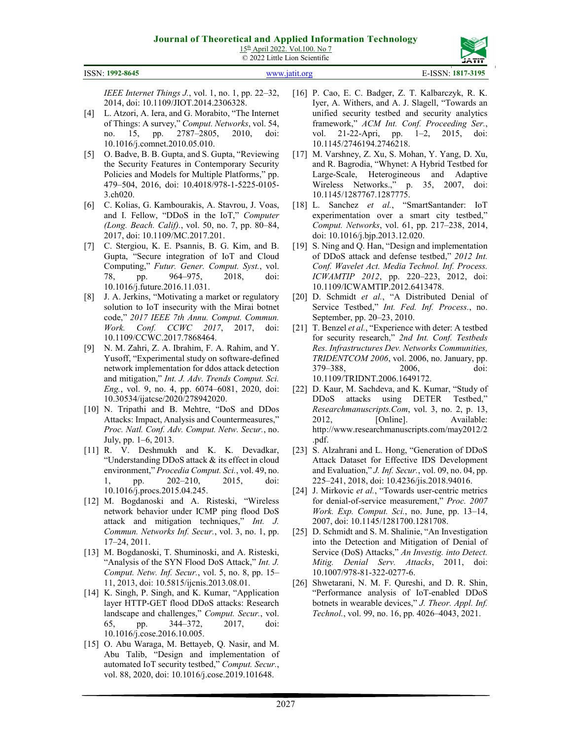*IEEE Internet Things J.*, vol. 1, no. 1, pp. 22–32, 2014, doi: 10.1109/JIOT.2014.2306328.

[4] L. Atzori, A. Iera, and G. Morabito, "The Internet of Things: A survey," *Comput. Networks*, vol. 54, no. 15, pp. 2787–2805, 2010, doi: 10.1016/j.comnet.2010.05.010.

[5] O. Badve, B. B. Gupta, and S. Gupta, "Reviewing the Security Features in Contemporary Security Policies and Models for Multiple Platforms," pp. 479–504, 2016, doi: 10.4018/978-1-5225-0105-3.ch020.

[6] C. Kolias, G. Kambourakis, A. Stavrou, J. Voas, and I. Fellow, "DDoS in the IoT," *Computer (Long. Beach. Calif).*, vol. 50, no. 7, pp. 80–84, 2017, doi: 10.1109/MC.2017.201.

[7] C. Stergiou, K. E. Psannis, B. G. Kim, and B. Gupta, "Secure integration of IoT and Cloud Computing," *Futur. Gener. Comput. Syst.*, vol. 78, pp. 964–975, 2018, doi: 10.1016/j.future.2016.11.031.

[8] J. A. Jerkins, "Motivating a market or regulatory solution to IoT insecurity with the Mirai botnet code," *2017 IEEE 7th Annu. Comput. Commun. Work. Conf. CCWC 2017*, 2017, doi: 10.1109/CCWC.2017.7868464.

[9] N. M. Zahri, Z. A. Ibrahim, F. A. Rahim, and Y. Yusoff, "Experimental study on software-defined network implementation for ddos attack detection and mitigation," *Int. J. Adv. Trends Comput. Sci. Eng.*, vol. 9, no. 4, pp. 6074–6081, 2020, doi: 10.30534/ijatcse/2020/278942020.

[10] N. Tripathi and B. Mehtre, "DoS and DDos Attacks: Impact, Analysis and Countermeasures," *Proc. Natl. Conf. Adv. Comput. Netw. Secur.*, no. July, pp. 1–6, 2013.

[11] R. V. Deshmukh and K. K. Devadkar, "Understanding DDoS attack & its effect in cloud environment," *Procedia Comput. Sci.*, vol. 49, no. 1, pp. 202–210, 2015, doi: 10.1016/j.procs.2015.04.245.

[12] M. Bogdanoski and A. Risteski, "Wireless network behavior under ICMP ping flood DoS attack and mitigation techniques," *Int. J. Commun. Networks Inf. Secur.*, vol. 3, no. 1, pp. 17–24, 2011.

[13] M. Bogdanoski, T. Shuminoski, and A. Risteski, "Analysis of the SYN Flood DoS Attack," *Int. J. Comput. Netw. Inf. Secur.*, vol. 5, no. 8, pp. 15–11, 2013, doi: 10.5815/ijcnis.2013.08.01.

[14] K. Singh, P. Singh, and K. Kumar, "Application layer HTTP-GET flood DDoS attacks: Research landscape and challenges," *Comput. Secur.*, vol. 65, pp. 344–372, 2017, doi: 10.1016/j.cose.2016.10.005.

[15] O. Abu Waraga, M. Bettayeb, Q. Nasir, and M. Abu Talib, "Design and implementation of automated IoT security testbed," *Comput. Secur.*, vol. 88, 2020, doi: 10.1016/j.cose.2019.101648.

[16] P. Cao, E. C. Badger, Z. T. Kalbarczyk, R. K. Iyer, A. Withers, and A. J. Slagell, "Towards an unified security testbed and security analytics framework," *ACM Int. Conf. Proceeding Ser.*, vol. 21-22-April, pp. 1–2, 2015, doi: 10.1145/2746194.2746218.

[17] M. Varshney, Z. Xu, S. Mohan, Y. Yang, D. Xu, and R. Bagrodia, "Whynet: A Hybrid Testbed for Large-Scale, Heterogineous and Adaptive Wireless Networks.," p. 35, 2007, doi: 10.1145/1287767.1287775.

[18] L. Sanchez *et al.*, "SmartSantander: IoT experimentation over a smart city testbed," *Comput. Networks*, vol. 61, pp. 217–238, 2014, doi: 10.1016/j.bjp.2013.12.020.

[19] S. Ning and Q. Han, "Design and implementation of DDoS attack and defense testbed," *2012 Int. Conf. Wavelet Act. Media Technol. Inf. Process. ICWAMTIP 2012*, pp. 220–223, 2012, doi: 10.1109/ICWAMTIP.2012.6413478.

[20] D. Schmidt *et al.*, "A Distributed Denial of Service Testbed," *Int. Fed. Inf. Process.*, no. September, pp. 20–23, 2010.

[21] T. Benzel *et al.*, "Experience with deter: A testbed for security research," *2nd Int. Conf. Testbeds Res. Infrastructures Dev. Networks Communities, TRIDENTCOM 2006*, vol. 2006, no. January, pp. 379–388, 2006, doi: 10.1109/TRIDNT.2006.1649172.

[22] D. Kaur, M. Sachdeva, and K. Kumar, "Study of DDoS attacks using DETER Testbed," *Researchmanuscripts.Com*, vol. 3, no. 2, p. 13, 2012, [Online]. Available: http://www.researchmanuscripts.com/may2012/2.pdf.

[23] S. Alzahrani and L. Hong, "Generation of DDoS Attack Dataset for Effective IDS Development and Evaluation," *J. Inf. Secur.*, vol. 09, no. 04, pp. 225–241, 2018, doi: 10.4236/jis.2018.94016.

[24] J. Mirkovic *et al.*, "Towards user-centric metrics for denial-of-service measurement," *Proc. 2007 Work. Exp. Comput. Sci.*, no. June, pp. 13–14, 2007, doi: 10.1145/1281700.1281708.

[25] D. Schmidt and S. M. Shalinie, "An Investigation into the Detection and Mitigation of Denial of Service (DoS) Attacks," *An Investig. into Detect. Mitig. Denial Serv. Attacks*, 2011, doi: 10.1007/978-81-322-0277-6.

[26] Shwetarani, N. M. F. Qureshi, and D. R. Shin, "Performance analysis of IoT-enabled DDoS botnets in wearable devices," *J. Theor. Appl. Inf. Technol.*, vol. 99, no. 16, pp. 4026–4043, 2021.